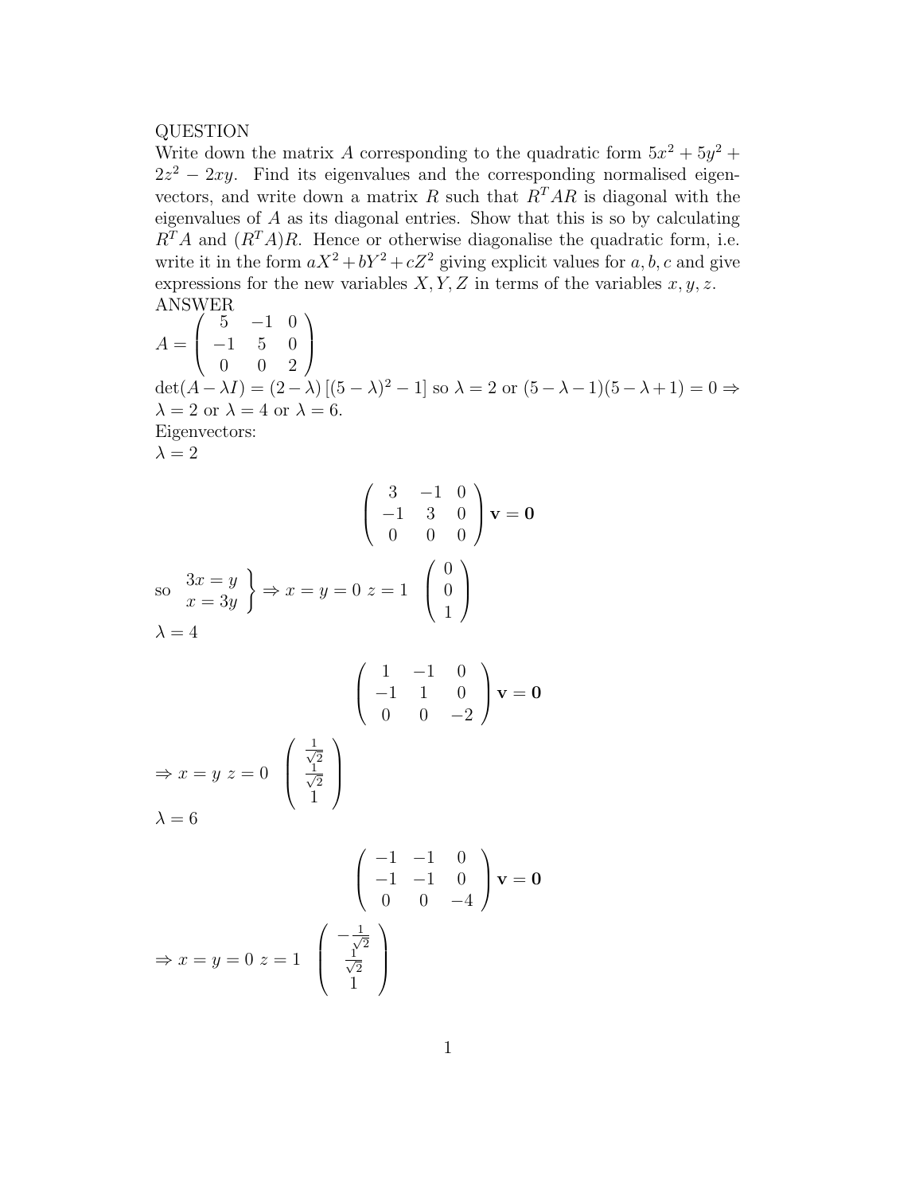QUESTION
Write down the matrix $A$ corresponding to the quadratic form $5x^2 + 5y^2 + 2z^2 - 2xy$. Find its eigenvalues and the corresponding normalised eigenvectors, and write down a matrix $R$ such that $R^TAR$ is diagonal with the eigenvalues of $A$ as its diagonal entries. Show that this is so by calculating $R^TA$ and $(R^TA)R$. Hence or otherwise diagonalise the quadratic form, i.e. write it in the form $aX^2 + bY^2 + cZ^2$ giving explicit values for $a, b, c$ and give expressions for the new variables $X, Y, Z$ in terms of the variables $x, y, z$.
ANSWER
$A = \begin{pmatrix} 5 & -1 & 0 \\ -1 & 5 & 0 \\ 0 & 0 & 2 \end{pmatrix}$
$\det(A - \lambda I) = (2-\lambda)\left[(5-\lambda)^2 - 1\right]$ so $\lambda = 2$ or $(5-\lambda-1)(5-\lambda+1) = 0 \Rightarrow$ $\lambda = 2$ or $\lambda = 4$ or $\lambda = 6$.
Eigenvectors:
$\lambda = 2$

$$\begin{pmatrix} 3 & -1 & 0 \\ -1 & 3 & 0 \\ 0 & 0 & 0 \end{pmatrix} \mathbf{v} = \mathbf{0}$$

so $\left.\begin{matrix} 3x = y \\ x = 3y \end{matrix}\right\} \Rightarrow x = y = 0 \; z = 1 \quad \begin{pmatrix} 0 \\ 0 \\ 1 \end{pmatrix}$
$\lambda = 4$

$$\begin{pmatrix} 1 & -1 & 0 \\ -1 & 1 & 0 \\ 0 & 0 & -2 \end{pmatrix} \mathbf{v} = \mathbf{0}$$

$\Rightarrow x = y \; z = 0 \quad \begin{pmatrix} \frac{1}{\sqrt{2}} \\ \frac{1}{\sqrt{2}} \\ 1 \end{pmatrix}$
$\lambda = 6$

$$\begin{pmatrix} -1 & -1 & 0 \\ -1 & -1 & 0 \\ 0 & 0 & -4 \end{pmatrix} \mathbf{v} = \mathbf{0}$$

$\Rightarrow x = y = 0 \; z = 1 \quad \begin{pmatrix} -\frac{1}{\sqrt{2}} \\ \frac{1}{\sqrt{2}} \\ 1 \end{pmatrix}$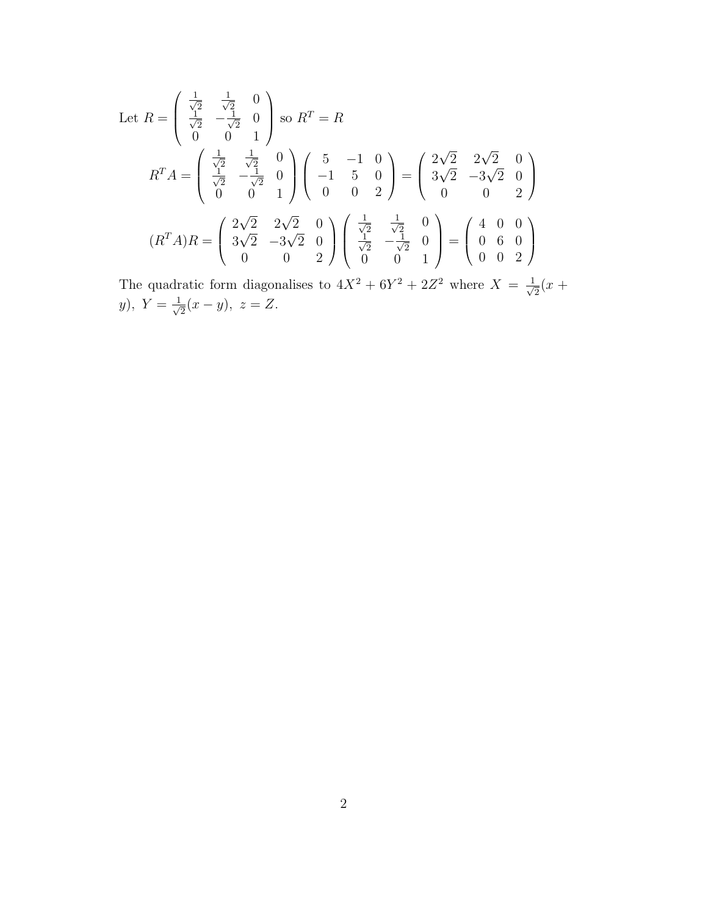Let $R = \begin{pmatrix} \frac{1}{\sqrt{2}} & \frac{1}{\sqrt{2}} & 0 \\ \frac{1}{\sqrt{2}} & -\frac{1}{\sqrt{2}} & 0 \\ 0 & 0 & 1 \end{pmatrix}$ so $R^T = R$

$$R^T A = \begin{pmatrix} \frac{1}{\sqrt{2}} & \frac{1}{\sqrt{2}} & 0 \\ \frac{1}{\sqrt{2}} & -\frac{1}{\sqrt{2}} & 0 \\ 0 & 0 & 1 \end{pmatrix} \begin{pmatrix} 5 & -1 & 0 \\ -1 & 5 & 0 \\ 0 & 0 & 2 \end{pmatrix} = \begin{pmatrix} 2\sqrt{2} & 2\sqrt{2} & 0 \\ 3\sqrt{2} & -3\sqrt{2} & 0 \\ 0 & 0 & 2 \end{pmatrix}$$

$$(R^T A)R = \begin{pmatrix} 2\sqrt{2} & 2\sqrt{2} & 0 \\ 3\sqrt{2} & -3\sqrt{2} & 0 \\ 0 & 0 & 2 \end{pmatrix} \begin{pmatrix} \frac{1}{\sqrt{2}} & \frac{1}{\sqrt{2}} & 0 \\ \frac{1}{\sqrt{2}} & -\frac{1}{\sqrt{2}} & 0 \\ 0 & 0 & 1 \end{pmatrix} = \begin{pmatrix} 4 & 0 & 0 \\ 0 & 6 & 0 \\ 0 & 0 & 2 \end{pmatrix}$$

The quadratic form diagonalises to $4X^2 + 6Y^2 + 2Z^2$ where $X = \frac{1}{\sqrt{2}}(x + y),\ Y = \frac{1}{\sqrt{2}}(x - y),\ z = Z$.